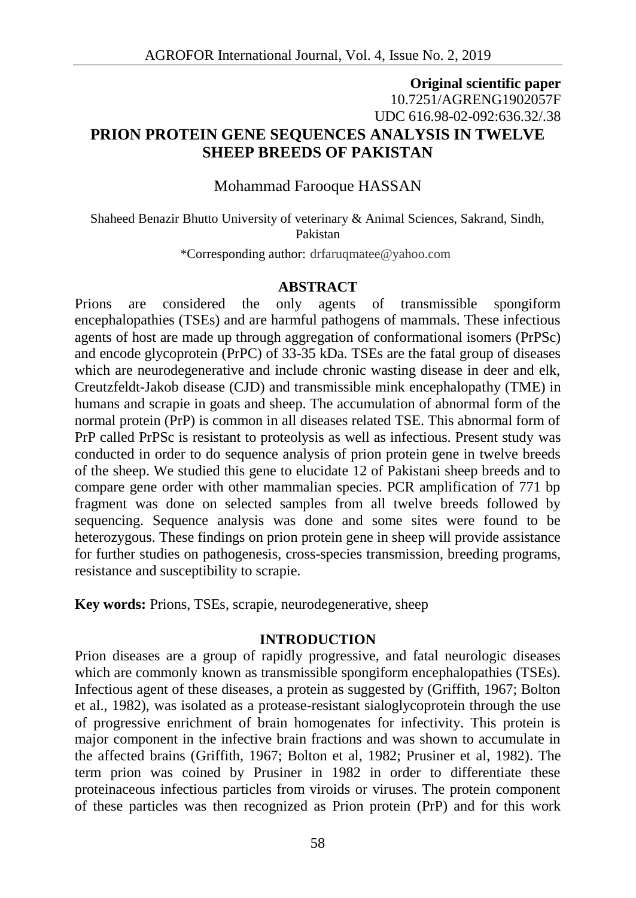**Original scientific paper**
10.7251/AGRENG1902057F
UDC 616.98-02-092:636.32/.38

# PRION PROTEIN GENE SEQUENCES ANALYSIS IN TWELVE SHEEP BREEDS OF PAKISTAN

Mohammad Farooque HASSAN

Shaheed Benazir Bhutto University of veterinary & Animal Sciences, Sakrand, Sindh, Pakistan

\*Corresponding author: drfaruqmatee@yahoo.com

## ABSTRACT

Prions are considered the only agents of transmissible spongiform encephalopathies (TSEs) and are harmful pathogens of mammals. These infectious agents of host are made up through aggregation of conformational isomers (PrPSc) and encode glycoprotein (PrPC) of 33-35 kDa. TSEs are the fatal group of diseases which are neurodegenerative and include chronic wasting disease in deer and elk, Creutzfeldt-Jakob disease (CJD) and transmissible mink encephalopathy (TME) in humans and scrapie in goats and sheep. The accumulation of abnormal form of the normal protein (PrP) is common in all diseases related TSE. This abnormal form of PrP called PrPSc is resistant to proteolysis as well as infectious. Present study was conducted in order to do sequence analysis of prion protein gene in twelve breeds of the sheep. We studied this gene to elucidate 12 of Pakistani sheep breeds and to compare gene order with other mammalian species. PCR amplification of 771 bp fragment was done on selected samples from all twelve breeds followed by sequencing. Sequence analysis was done and some sites were found to be heterozygous. These findings on prion protein gene in sheep will provide assistance for further studies on pathogenesis, cross-species transmission, breeding programs, resistance and susceptibility to scrapie.

**Key words:** Prions, TSEs, scrapie, neurodegenerative, sheep

## INTRODUCTION

Prion diseases are a group of rapidly progressive, and fatal neurologic diseases which are commonly known as transmissible spongiform encephalopathies (TSEs). Infectious agent of these diseases, a protein as suggested by (Griffith, 1967; Bolton et al., 1982), was isolated as a protease-resistant sialoglycoprotein through the use of progressive enrichment of brain homogenates for infectivity. This protein is major component in the infective brain fractions and was shown to accumulate in the affected brains (Griffith, 1967; Bolton et al, 1982; Prusiner et al, 1982). The term prion was coined by Prusiner in 1982 in order to differentiate these proteinaceous infectious particles from viroids or viruses. The protein component of these particles was then recognized as Prion protein (PrP) and for this work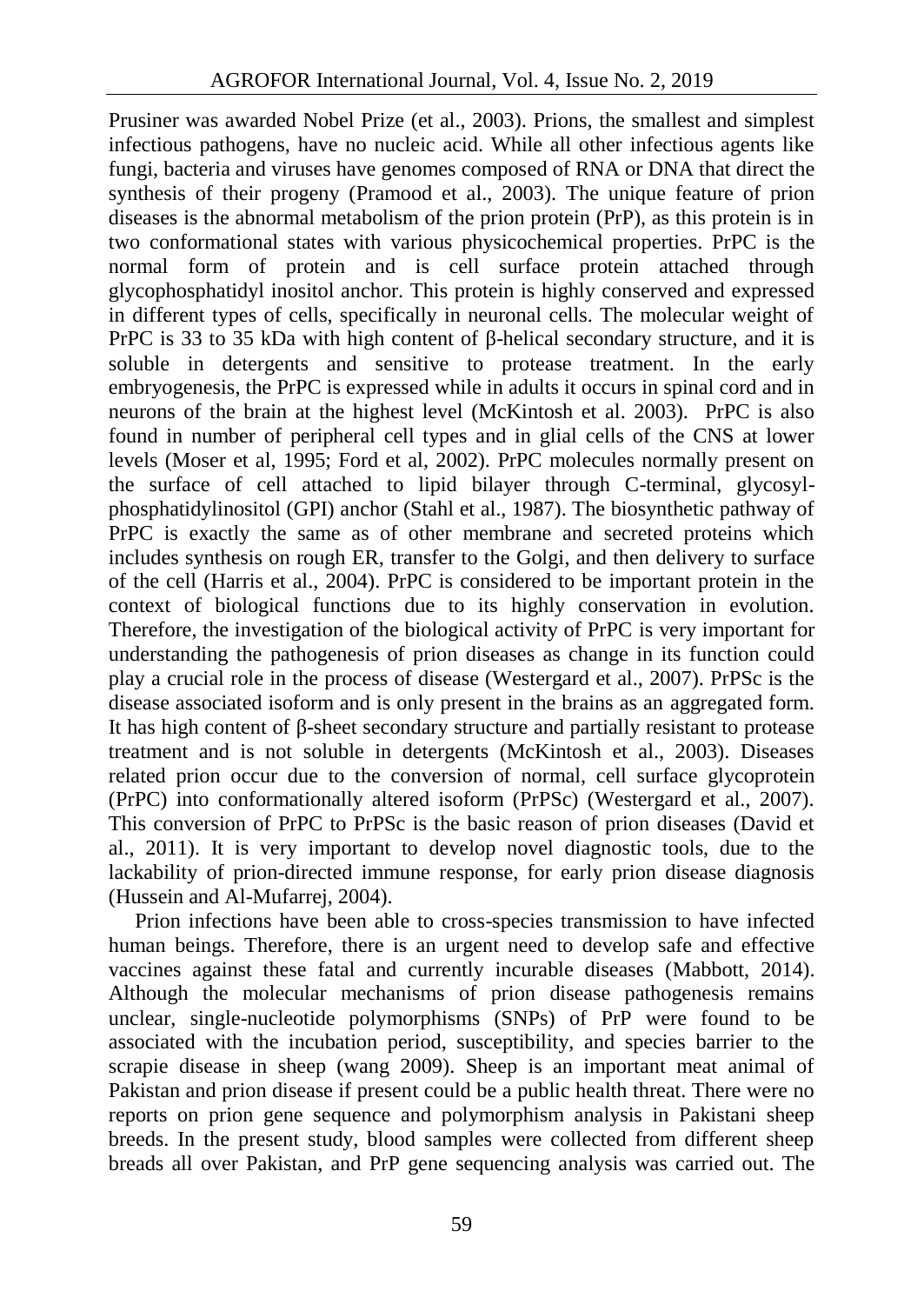Prusiner was awarded Nobel Prize (et al., 2003). Prions, the smallest and simplest infectious pathogens, have no nucleic acid. While all other infectious agents like fungi, bacteria and viruses have genomes composed of RNA or DNA that direct the synthesis of their progeny (Pramood et al., 2003). The unique feature of prion diseases is the abnormal metabolism of the prion protein (PrP), as this protein is in two conformational states with various physicochemical properties. PrPC is the normal form of protein and is cell surface protein attached through glycophosphatidyl inositol anchor. This protein is highly conserved and expressed in different types of cells, specifically in neuronal cells. The molecular weight of PrPC is 33 to 35 kDa with high content of β-helical secondary structure, and it is soluble in detergents and sensitive to protease treatment. In the early embryogenesis, the PrPC is expressed while in adults it occurs in spinal cord and in neurons of the brain at the highest level (McKintosh et al. 2003). PrPC is also found in number of peripheral cell types and in glial cells of the CNS at lower levels (Moser et al, 1995; Ford et al, 2002). PrPC molecules normally present on the surface of cell attached to lipid bilayer through C-terminal, glycosyl-phosphatidylinositol (GPI) anchor (Stahl et al., 1987). The biosynthetic pathway of PrPC is exactly the same as of other membrane and secreted proteins which includes synthesis on rough ER, transfer to the Golgi, and then delivery to surface of the cell (Harris et al., 2004). PrPC is considered to be important protein in the context of biological functions due to its highly conservation in evolution. Therefore, the investigation of the biological activity of PrPC is very important for understanding the pathogenesis of prion diseases as change in its function could play a crucial role in the process of disease (Westergard et al., 2007). PrPSc is the disease associated isoform and is only present in the brains as an aggregated form. It has high content of β-sheet secondary structure and partially resistant to protease treatment and is not soluble in detergents (McKintosh et al., 2003). Diseases related prion occur due to the conversion of normal, cell surface glycoprotein (PrPC) into conformationally altered isoform (PrPSc) (Westergard et al., 2007). This conversion of PrPC to PrPSc is the basic reason of prion diseases (David et al., 2011). It is very important to develop novel diagnostic tools, due to the lackability of prion-directed immune response, for early prion disease diagnosis (Hussein and Al-Mufarrej, 2004).

Prion infections have been able to cross-species transmission to have infected human beings. Therefore, there is an urgent need to develop safe and effective vaccines against these fatal and currently incurable diseases (Mabbott, 2014). Although the molecular mechanisms of prion disease pathogenesis remains unclear, single-nucleotide polymorphisms (SNPs) of PrP were found to be associated with the incubation period, susceptibility, and species barrier to the scrapie disease in sheep (wang 2009). Sheep is an important meat animal of Pakistan and prion disease if present could be a public health threat. There were no reports on prion gene sequence and polymorphism analysis in Pakistani sheep breeds. In the present study, blood samples were collected from different sheep breads all over Pakistan, and PrP gene sequencing analysis was carried out. The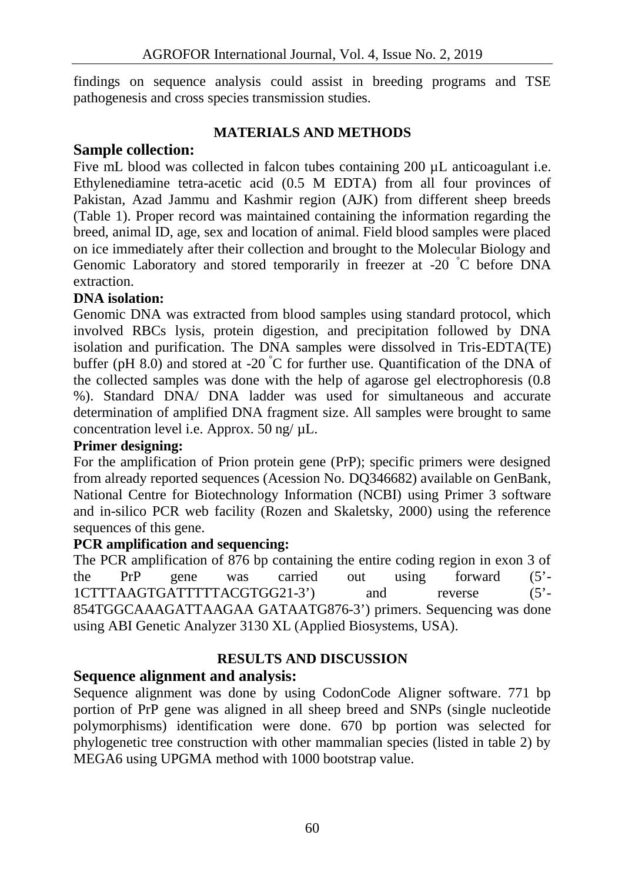findings on sequence analysis could assist in breeding programs and TSE pathogenesis and cross species transmission studies.

## MATERIALS AND METHODS

### Sample collection:

Five mL blood was collected in falcon tubes containing 200 µL anticoagulant i.e. Ethylenediamine tetra-acetic acid (0.5 M EDTA) from all four provinces of Pakistan, Azad Jammu and Kashmir region (AJK) from different sheep breeds (Table 1). Proper record was maintained containing the information regarding the breed, animal ID, age, sex and location of animal. Field blood samples were placed on ice immediately after their collection and brought to the Molecular Biology and Genomic Laboratory and stored temporarily in freezer at -20 °C before DNA extraction.

**DNA isolation:**

Genomic DNA was extracted from blood samples using standard protocol, which involved RBCs lysis, protein digestion, and precipitation followed by DNA isolation and purification. The DNA samples were dissolved in Tris-EDTA(TE) buffer (pH 8.0) and stored at -20 °C for further use. Quantification of the DNA of the collected samples was done with the help of agarose gel electrophoresis (0.8 %). Standard DNA/ DNA ladder was used for simultaneous and accurate determination of amplified DNA fragment size. All samples were brought to same concentration level i.e. Approx. 50 ng/ µL.

**Primer designing:**

For the amplification of Prion protein gene (PrP); specific primers were designed from already reported sequences (Acession No. DQ346682) available on GenBank, National Centre for Biotechnology Information (NCBI) using Primer 3 software and in-silico PCR web facility (Rozen and Skaletsky, 2000) using the reference sequences of this gene.

**PCR amplification and sequencing:**

The PCR amplification of 876 bp containing the entire coding region in exon 3 of the PrP gene was carried out using forward (5'-1CTTTAAGTGATTTTTACGTGG21-3') and reverse (5'-854TGGCAAAGATTAAGAA GATAATG876-3') primers. Sequencing was done using ABI Genetic Analyzer 3130 XL (Applied Biosystems, USA).

## RESULTS AND DISCUSSION

### Sequence alignment and analysis:

Sequence alignment was done by using CodonCode Aligner software. 771 bp portion of PrP gene was aligned in all sheep breed and SNPs (single nucleotide polymorphisms) identification were done. 670 bp portion was selected for phylogenetic tree construction with other mammalian species (listed in table 2) by MEGA6 using UPGMA method with 1000 bootstrap value.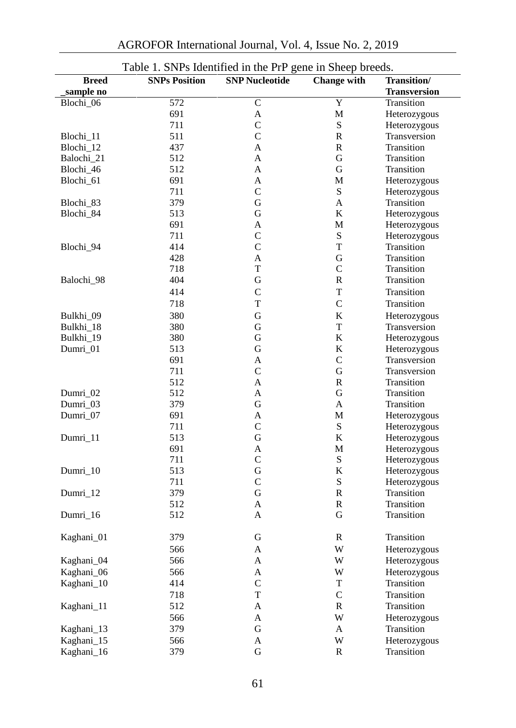Table 1. SNPs Identified in the PrP gene in Sheep breeds.

| Breed _sample no | SNPs Position | SNP Nucleotide | Change with | Transition/ Transversion |
|---|---|---|---|---|
| Blochi_06 | 572 | C | Y | Transition |
| | 691 | A | M | Heterozygous |
| | 711 | C | S | Heterozygous |
| Blochi_11 | 511 | C | R | Transversion |
| Blochi_12 | 437 | A | R | Transition |
| Balochi_21 | 512 | A | G | Transition |
| Blochi_46 | 512 | A | G | Transition |
| Blochi_61 | 691 | A | M | Heterozygous |
| | 711 | C | S | Heterozygous |
| Blochi_83 | 379 | G | A | Transition |
| Blochi_84 | 513 | G | K | Heterozygous |
| | 691 | A | M | Heterozygous |
| | 711 | C | S | Heterozygous |
| Blochi_94 | 414 | C | T | Transition |
| | 428 | A | G | Transition |
| | 718 | T | C | Transition |
| Balochi_98 | 404 | G | R | Transition |
| | 414 | C | T | Transition |
| | 718 | T | C | Transition |
| Bulkhi_09 | 380 | G | K | Heterozygous |
| Bulkhi_18 | 380 | G | T | Transversion |
| Bulkhi_19 | 380 | G | K | Heterozygous |
| Dumri_01 | 513 | G | K | Heterozygous |
| | 691 | A | C | Transversion |
| | 711 | C | G | Transversion |
| | 512 | A | R | Transition |
| Dumri_02 | 512 | A | G | Transition |
| Dumri_03 | 379 | G | A | Transition |
| Dumri_07 | 691 | A | M | Heterozygous |
| | 711 | C | S | Heterozygous |
| Dumri_11 | 513 | G | K | Heterozygous |
| | 691 | A | M | Heterozygous |
| | 711 | C | S | Heterozygous |
| Dumri_10 | 513 | G | K | Heterozygous |
| | 711 | C | S | Heterozygous |
| Dumri_12 | 379 | G | R | Transition |
| | 512 | A | R | Transition |
| Dumri_16 | 512 | A | G | Transition |
| Kaghani_01 | 379 | G | R | Transition |
| | 566 | A | W | Heterozygous |
| Kaghani_04 | 566 | A | W | Heterozygous |
| Kaghani_06 | 566 | A | W | Heterozygous |
| Kaghani_10 | 414 | C | T | Transition |
| | 718 | T | C | Transition |
| Kaghani_11 | 512 | A | R | Transition |
| | 566 | A | W | Heterozygous |
| Kaghani_13 | 379 | G | A | Transition |
| Kaghani_15 | 566 | A | W | Heterozygous |
| Kaghani_16 | 379 | G | R | Transition |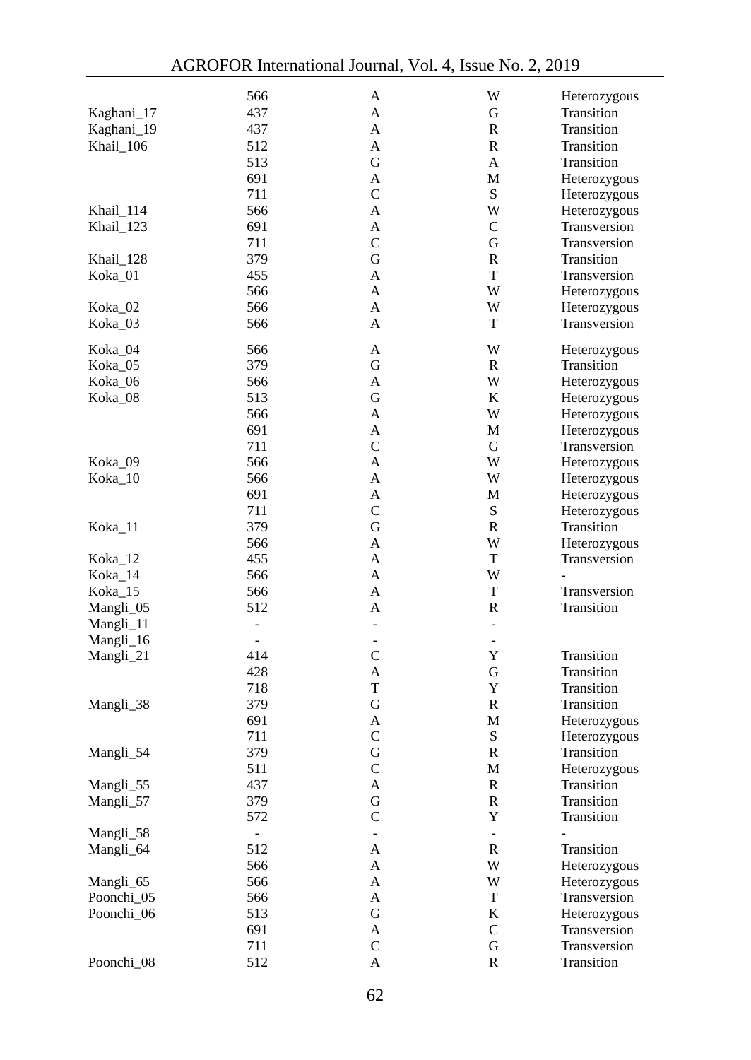|  |  |  |  |  |
|---|---|---|---|---|
|  | 566 | A | W | Heterozygous |
| Kaghani_17 | 437 | A | G | Transition |
| Kaghani_19 | 437 | A | R | Transition |
| Khail_106 | 512 | A | R | Transition |
|  | 513 | G | A | Transition |
|  | 691 | A | M | Heterozygous |
|  | 711 | C | S | Heterozygous |
| Khail_114 | 566 | A | W | Heterozygous |
| Khail_123 | 691 | A | C | Transversion |
|  | 711 | C | G | Transversion |
| Khail_128 | 379 | G | R | Transition |
| Koka_01 | 455 | A | T | Transversion |
|  | 566 | A | W | Heterozygous |
| Koka_02 | 566 | A | W | Heterozygous |
| Koka_03 | 566 | A | T | Transversion |
| Koka_04 | 566 | A | W | Heterozygous |
| Koka_05 | 379 | G | R | Transition |
| Koka_06 | 566 | A | W | Heterozygous |
| Koka_08 | 513 | G | K | Heterozygous |
|  | 566 | A | W | Heterozygous |
|  | 691 | A | M | Heterozygous |
|  | 711 | C | G | Transversion |
| Koka_09 | 566 | A | W | Heterozygous |
| Koka_10 | 566 | A | W | Heterozygous |
|  | 691 | A | M | Heterozygous |
|  | 711 | C | S | Heterozygous |
| Koka_11 | 379 | G | R | Transition |
|  | 566 | A | W | Heterozygous |
| Koka_12 | 455 | A | T | Transversion |
| Koka_14 | 566 | A | W | - |
| Koka_15 | 566 | A | T | Transversion |
| Mangli_05 | 512 | A | R | Transition |
| Mangli_11 | - | - | - |  |
| Mangli_16 | - | - | - |  |
| Mangli_21 | 414 | C | Y | Transition |
|  | 428 | A | G | Transition |
|  | 718 | T | Y | Transition |
| Mangli_38 | 379 | G | R | Transition |
|  | 691 | A | M | Heterozygous |
|  | 711 | C | S | Heterozygous |
| Mangli_54 | 379 | G | R | Transition |
|  | 511 | C | M | Heterozygous |
| Mangli_55 | 437 | A | R | Transition |
| Mangli_57 | 379 | G | R | Transition |
|  | 572 | C | Y | Transition |
| Mangli_58 | - | - | - | - |
| Mangli_64 | 512 | A | R | Transition |
|  | 566 | A | W | Heterozygous |
| Mangli_65 | 566 | A | W | Heterozygous |
| Poonchi_05 | 566 | A | T | Transversion |
| Poonchi_06 | 513 | G | K | Heterozygous |
|  | 691 | A | C | Transversion |
|  | 711 | C | G | Transversion |
| Poonchi_08 | 512 | A | R | Transition |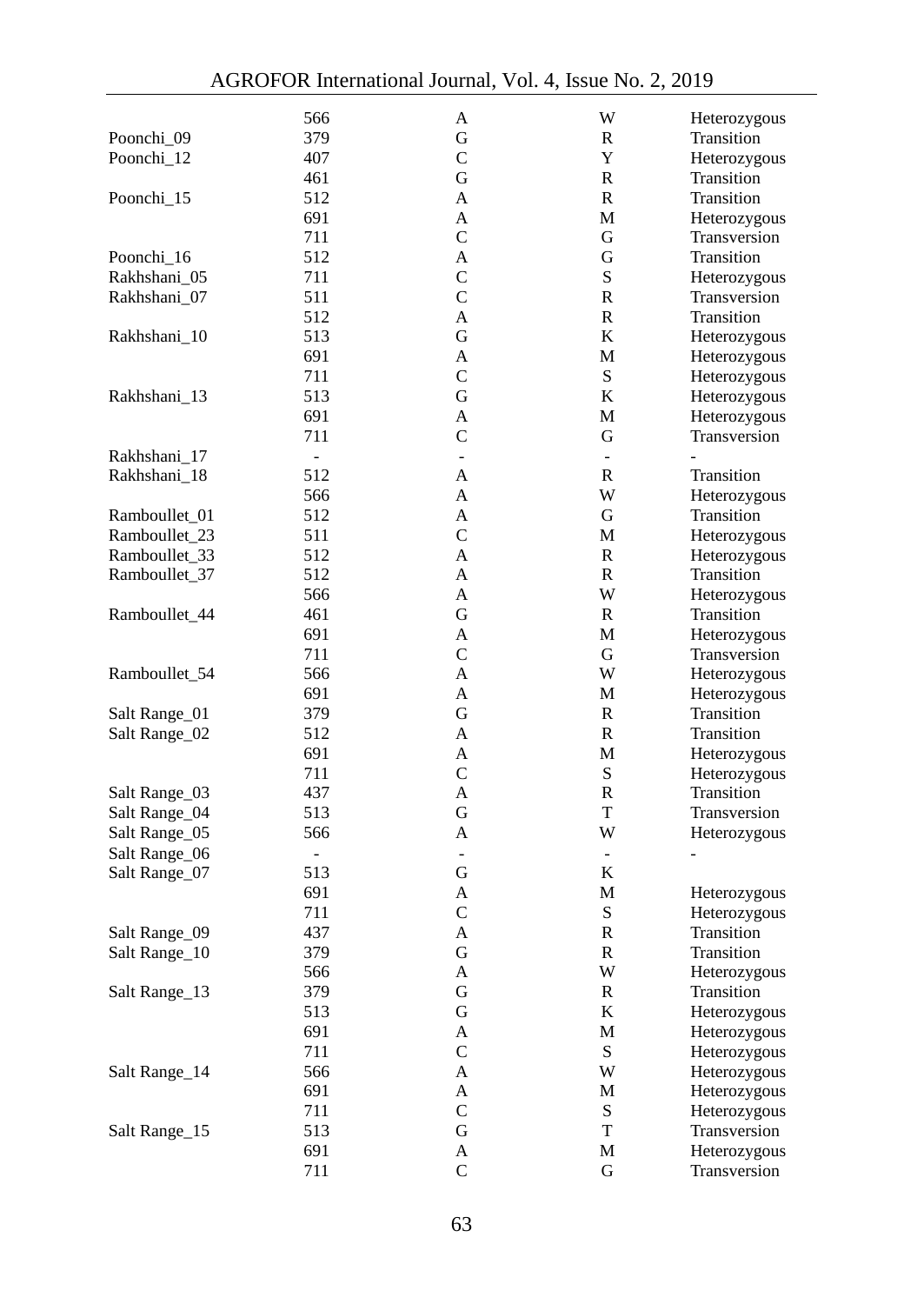| | | | | |
|---|---|---|---|---|
| | 566 | A | W | Heterozygous |
| Poonchi_09 | 379 | G | R | Transition |
| Poonchi_12 | 407 | C | Y | Heterozygous |
| | 461 | G | R | Transition |
| Poonchi_15 | 512 | A | R | Transition |
| | 691 | A | M | Heterozygous |
| | 711 | C | G | Transversion |
| Poonchi_16 | 512 | A | G | Transition |
| Rakhshani_05 | 711 | C | S | Heterozygous |
| Rakhshani_07 | 511 | C | R | Transversion |
| | 512 | A | R | Transition |
| Rakhshani_10 | 513 | G | K | Heterozygous |
| | 691 | A | M | Heterozygous |
| | 711 | C | S | Heterozygous |
| Rakhshani_13 | 513 | G | K | Heterozygous |
| | 691 | A | M | Heterozygous |
| | 711 | C | G | Transversion |
| Rakhshani_17 | - | - | - | - |
| Rakhshani_18 | 512 | A | R | Transition |
| | 566 | A | W | Heterozygous |
| Ramboullet_01 | 512 | A | G | Transition |
| Ramboullet_23 | 511 | C | M | Heterozygous |
| Ramboullet_33 | 512 | A | R | Heterozygous |
| Ramboullet_37 | 512 | A | R | Transition |
| | 566 | A | W | Heterozygous |
| Ramboullet_44 | 461 | G | R | Transition |
| | 691 | A | M | Heterozygous |
| | 711 | C | G | Transversion |
| Ramboullet_54 | 566 | A | W | Heterozygous |
| | 691 | A | M | Heterozygous |
| Salt Range_01 | 379 | G | R | Transition |
| Salt Range_02 | 512 | A | R | Transition |
| | 691 | A | M | Heterozygous |
| | 711 | C | S | Heterozygous |
| Salt Range_03 | 437 | A | R | Transition |
| Salt Range_04 | 513 | G | T | Transversion |
| Salt Range_05 | 566 | A | W | Heterozygous |
| Salt Range_06 | - | - | - | - |
| Salt Range_07 | 513 | G | K | |
| | 691 | A | M | Heterozygous |
| | 711 | C | S | Heterozygous |
| Salt Range_09 | 437 | A | R | Transition |
| Salt Range_10 | 379 | G | R | Transition |
| | 566 | A | W | Heterozygous |
| Salt Range_13 | 379 | G | R | Transition |
| | 513 | G | K | Heterozygous |
| | 691 | A | M | Heterozygous |
| | 711 | C | S | Heterozygous |
| Salt Range_14 | 566 | A | W | Heterozygous |
| | 691 | A | M | Heterozygous |
| | 711 | C | S | Heterozygous |
| Salt Range_15 | 513 | G | T | Transversion |
| | 691 | A | M | Heterozygous |
| | 711 | C | G | Transversion |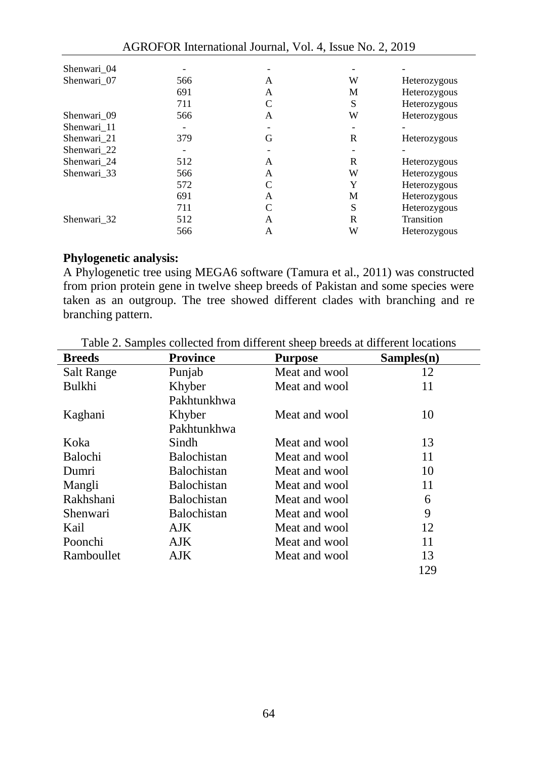| | | | | |
|---|---|---|---|---|
| Shenwari_04 | - | - | - | - |
| Shenwari_07 | 566 | A | W | Heterozygous |
| | 691 | A | M | Heterozygous |
| | 711 | C | S | Heterozygous |
| Shenwari_09 | 566 | A | W | Heterozygous |
| Shenwari_11 | - | - | - | - |
| Shenwari_21 | 379 | G | R | Heterozygous |
| Shenwari_22 | - | - | - | - |
| Shenwari_24 | 512 | A | R | Heterozygous |
| Shenwari_33 | 566 | A | W | Heterozygous |
| | 572 | C | Y | Heterozygous |
| | 691 | A | M | Heterozygous |
| | 711 | C | S | Heterozygous |
| Shenwari_32 | 512 | A | R | Transition |
| | 566 | A | W | Heterozygous |

**Phylogenetic analysis:**

A Phylogenetic tree using MEGA6 software (Tamura et al., 2011) was constructed from prion protein gene in twelve sheep breeds of Pakistan and some species were taken as an outgroup. The tree showed different clades with branching and re branching pattern.

Table 2. Samples collected from different sheep breeds at different locations

| **Breeds** | **Province** | **Purpose** | **Samples(n)** |
|---|---|---|---|
| Salt Range | Punjab | Meat and wool | 12 |
| Bulkhi | Khyber Pakhtunkhwa | Meat and wool | 11 |
| Kaghani | Khyber Pakhtunkhwa | Meat and wool | 10 |
| Koka | Sindh | Meat and wool | 13 |
| Balochi | Balochistan | Meat and wool | 11 |
| Dumri | Balochistan | Meat and wool | 10 |
| Mangli | Balochistan | Meat and wool | 11 |
| Rakhshani | Balochistan | Meat and wool | 6 |
| Shenwari | Balochistan | Meat and wool | 9 |
| Kail | AJK | Meat and wool | 12 |
| Poonchi | AJK | Meat and wool | 11 |
| Ramboullet | AJK | Meat and wool | 13 |
| | | | 129 |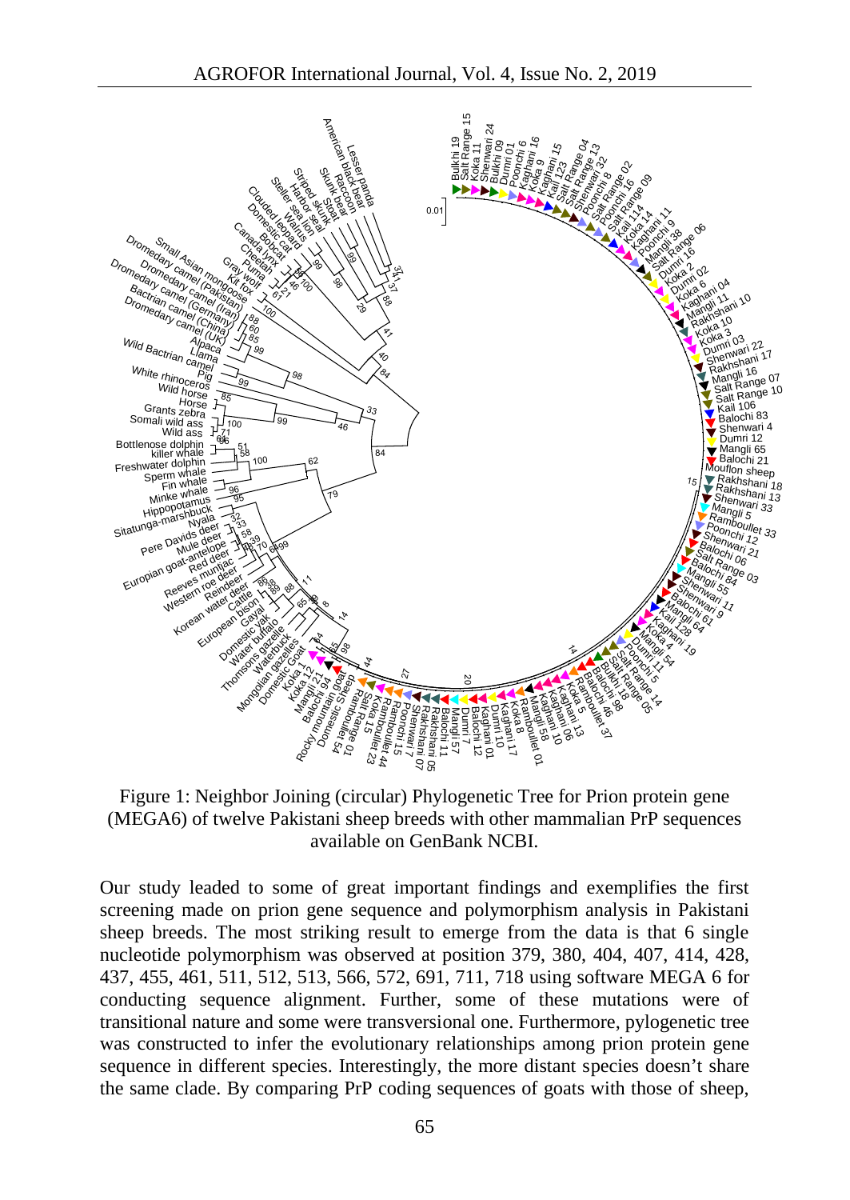Figure 1: Neighbor Joining (circular) Phylogenetic Tree for Prion protein gene (MEGA6) of twelve Pakistani sheep breeds with other mammalian PrP sequences available on GenBank NCBI.

Our study leaded to some of great important findings and exemplifies the first screening made on prion gene sequence and polymorphism analysis in Pakistani sheep breeds. The most striking result to emerge from the data is that 6 single nucleotide polymorphism was observed at position 379, 380, 404, 407, 414, 428, 437, 455, 461, 511, 512, 513, 566, 572, 691, 711, 718 using software MEGA 6 for conducting sequence alignment. Further, some of these mutations were of transitional nature and some were transversional one. Furthermore, pylogenetic tree was constructed to infer the evolutionary relationships among prion protein gene sequence in different species. Interestingly, the more distant species doesn't share the same clade. By comparing PrP coding sequences of goats with those of sheep,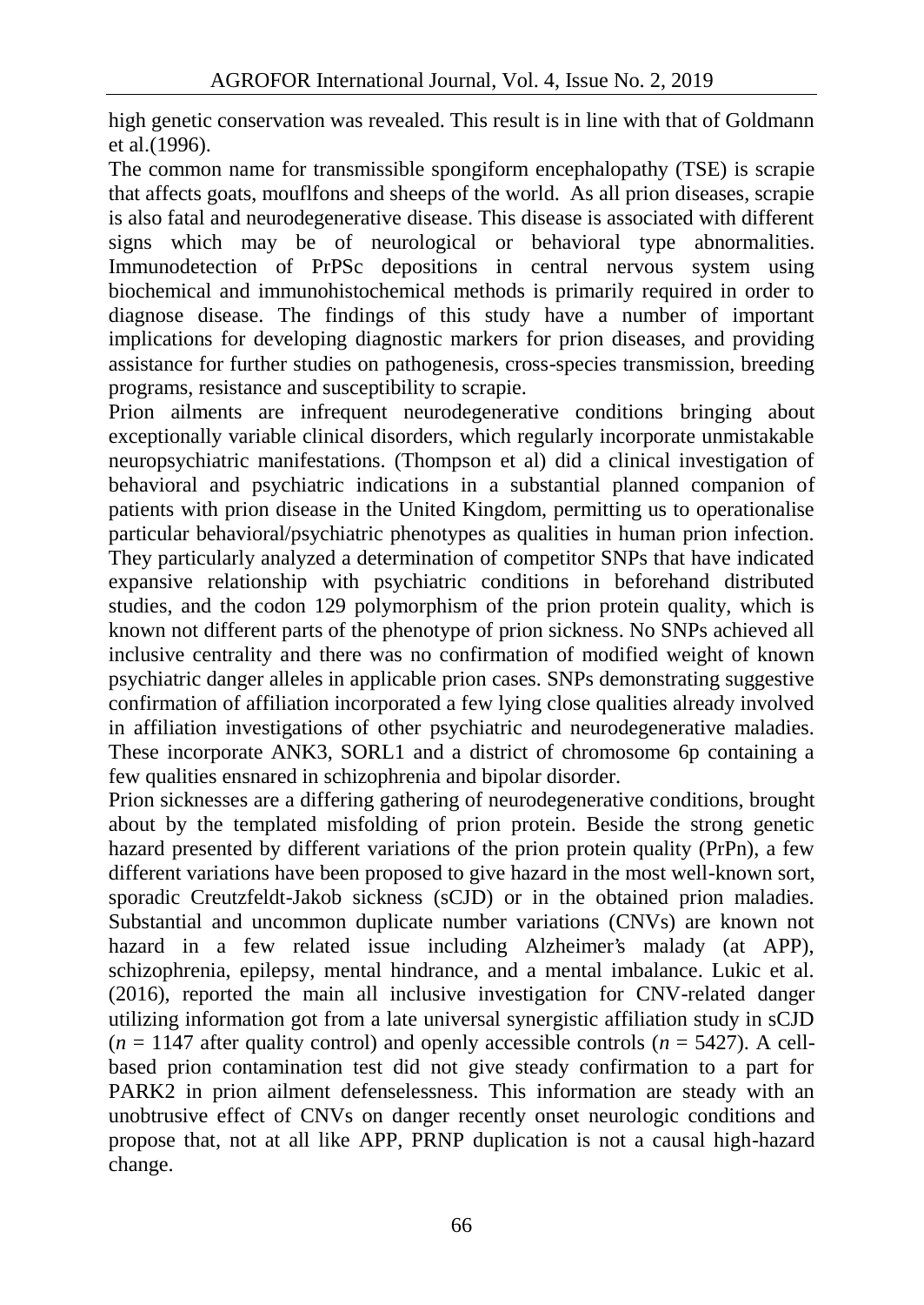high genetic conservation was revealed. This result is in line with that of Goldmann et al.(1996).

The common name for transmissible spongiform encephalopathy (TSE) is scrapie that affects goats, mouflfons and sheeps of the world. As all prion diseases, scrapie is also fatal and neurodegenerative disease. This disease is associated with different signs which may be of neurological or behavioral type abnormalities. Immunodetection of PrPSc depositions in central nervous system using biochemical and immunohistochemical methods is primarily required in order to diagnose disease. The findings of this study have a number of important implications for developing diagnostic markers for prion diseases, and providing assistance for further studies on pathogenesis, cross-species transmission, breeding programs, resistance and susceptibility to scrapie.

Prion ailments are infrequent neurodegenerative conditions bringing about exceptionally variable clinical disorders, which regularly incorporate unmistakable neuropsychiatric manifestations. (Thompson et al) did a clinical investigation of behavioral and psychiatric indications in a substantial planned companion of patients with prion disease in the United Kingdom, permitting us to operationalise particular behavioral/psychiatric phenotypes as qualities in human prion infection. They particularly analyzed a determination of competitor SNPs that have indicated expansive relationship with psychiatric conditions in beforehand distributed studies, and the codon 129 polymorphism of the prion protein quality, which is known not different parts of the phenotype of prion sickness. No SNPs achieved all inclusive centrality and there was no confirmation of modified weight of known psychiatric danger alleles in applicable prion cases. SNPs demonstrating suggestive confirmation of affiliation incorporated a few lying close qualities already involved in affiliation investigations of other psychiatric and neurodegenerative maladies. These incorporate ANK3, SORL1 and a district of chromosome 6p containing a few qualities ensnared in schizophrenia and bipolar disorder.

Prion sicknesses are a differing gathering of neurodegenerative conditions, brought about by the templated misfolding of prion protein. Beside the strong genetic hazard presented by different variations of the prion protein quality (PrPn), a few different variations have been proposed to give hazard in the most well-known sort, sporadic Creutzfeldt-Jakob sickness (sCJD) or in the obtained prion maladies. Substantial and uncommon duplicate number variations (CNVs) are known not hazard in a few related issue including Alzheimer's malady (at APP), schizophrenia, epilepsy, mental hindrance, and a mental imbalance. Lukic et al. (2016), reported the main all inclusive investigation for CNV-related danger utilizing information got from a late universal synergistic affiliation study in sCJD ($n$ = 1147 after quality control) and openly accessible controls ($n$ = 5427). A cell-based prion contamination test did not give steady confirmation to a part for PARK2 in prion ailment defenselessness. This information are steady with an unobtrusive effect of CNVs on danger recently onset neurologic conditions and propose that, not at all like APP, PRNP duplication is not a causal high-hazard change.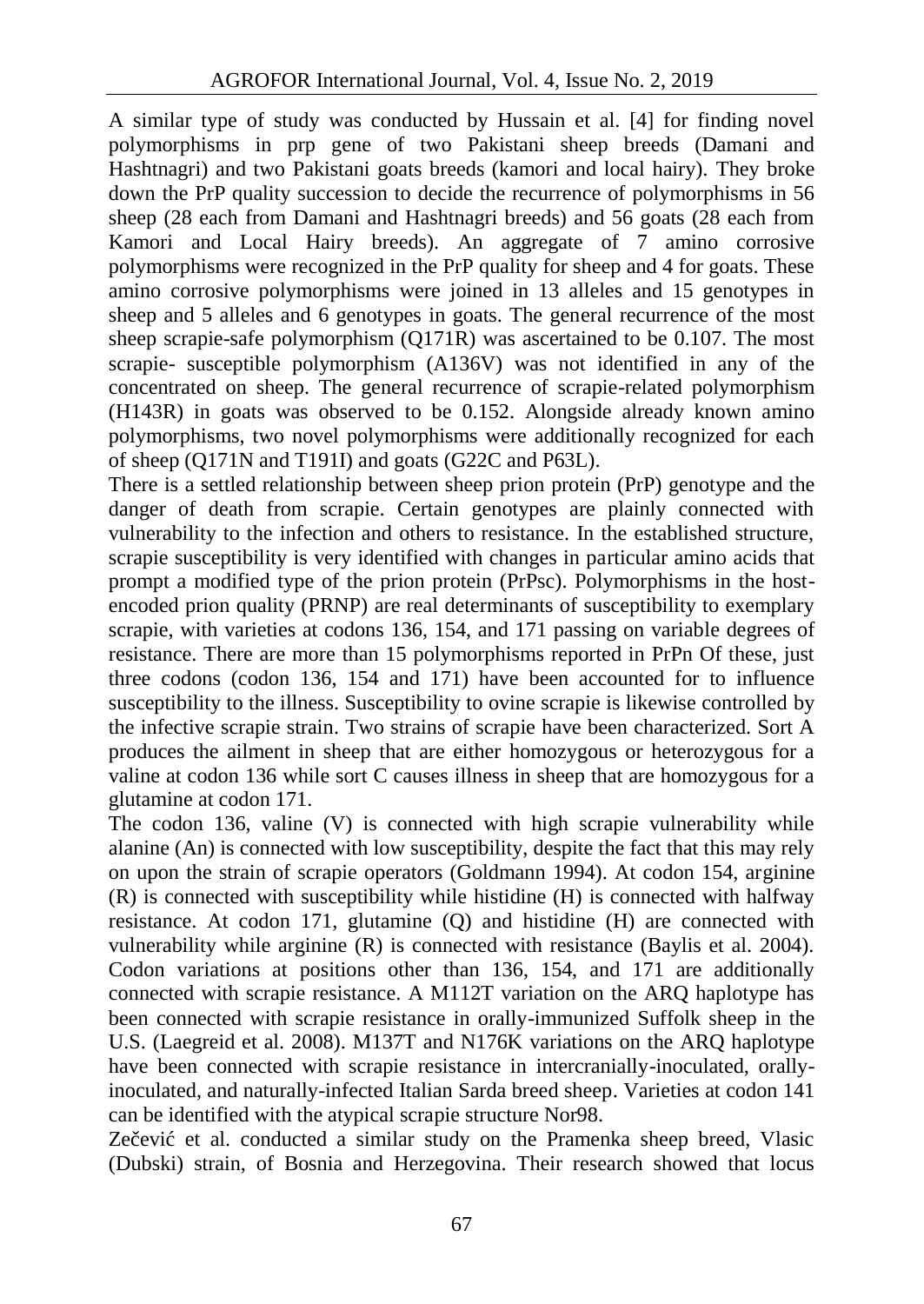A similar type of study was conducted by Hussain et al. [4] for finding novel polymorphisms in prp gene of two Pakistani sheep breeds (Damani and Hashtnagri) and two Pakistani goats breeds (kamori and local hairy). They broke down the PrP quality succession to decide the recurrence of polymorphisms in 56 sheep (28 each from Damani and Hashtnagri breeds) and 56 goats (28 each from Kamori and Local Hairy breeds). An aggregate of 7 amino corrosive polymorphisms were recognized in the PrP quality for sheep and 4 for goats. These amino corrosive polymorphisms were joined in 13 alleles and 15 genotypes in sheep and 5 alleles and 6 genotypes in goats. The general recurrence of the most sheep scrapie-safe polymorphism (Q171R) was ascertained to be 0.107. The most scrapie- susceptible polymorphism (A136V) was not identified in any of the concentrated on sheep. The general recurrence of scrapie-related polymorphism (H143R) in goats was observed to be 0.152. Alongside already known amino polymorphisms, two novel polymorphisms were additionally recognized for each of sheep (Q171N and T191I) and goats (G22C and P63L).

There is a settled relationship between sheep prion protein (PrP) genotype and the danger of death from scrapie. Certain genotypes are plainly connected with vulnerability to the infection and others to resistance. In the established structure, scrapie susceptibility is very identified with changes in particular amino acids that prompt a modified type of the prion protein (PrPsc). Polymorphisms in the host-encoded prion quality (PRNP) are real determinants of susceptibility to exemplary scrapie, with varieties at codons 136, 154, and 171 passing on variable degrees of resistance. There are more than 15 polymorphisms reported in PrPn Of these, just three codons (codon 136, 154 and 171) have been accounted for to influence susceptibility to the illness. Susceptibility to ovine scrapie is likewise controlled by the infective scrapie strain. Two strains of scrapie have been characterized. Sort A produces the ailment in sheep that are either homozygous or heterozygous for a valine at codon 136 while sort C causes illness in sheep that are homozygous for a glutamine at codon 171.

The codon 136, valine (V) is connected with high scrapie vulnerability while alanine (An) is connected with low susceptibility, despite the fact that this may rely on upon the strain of scrapie operators (Goldmann 1994). At codon 154, arginine (R) is connected with susceptibility while histidine (H) is connected with halfway resistance. At codon 171, glutamine (Q) and histidine (H) are connected with vulnerability while arginine (R) is connected with resistance (Baylis et al. 2004). Codon variations at positions other than 136, 154, and 171 are additionally connected with scrapie resistance. A M112T variation on the ARQ haplotype has been connected with scrapie resistance in orally-immunized Suffolk sheep in the U.S. (Laegreid et al. 2008). M137T and N176K variations on the ARQ haplotype have been connected with scrapie resistance in intercranially-inoculated, orally-inoculated, and naturally-infected Italian Sarda breed sheep. Varieties at codon 141 can be identified with the atypical scrapie structure Nor98.

Zečević et al. conducted a similar study on the Pramenka sheep breed, Vlasic (Dubski) strain, of Bosnia and Herzegovina. Their research showed that locus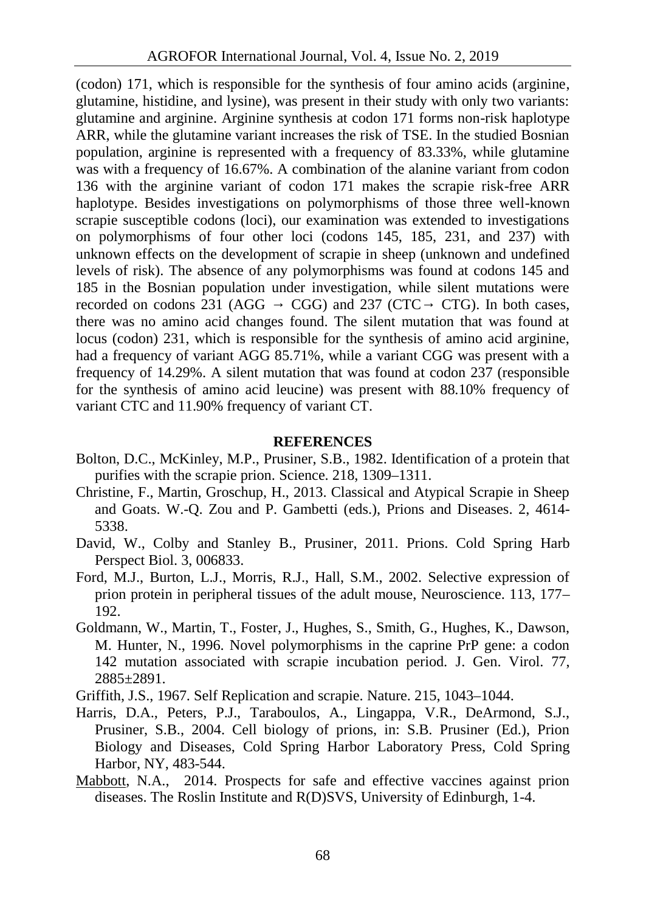(codon) 171, which is responsible for the synthesis of four amino acids (arginine, glutamine, histidine, and lysine), was present in their study with only two variants: glutamine and arginine. Arginine synthesis at codon 171 forms non-risk haplotype ARR, while the glutamine variant increases the risk of TSE. In the studied Bosnian population, arginine is represented with a frequency of 83.33%, while glutamine was with a frequency of 16.67%. A combination of the alanine variant from codon 136 with the arginine variant of codon 171 makes the scrapie risk-free ARR haplotype. Besides investigations on polymorphisms of those three well-known scrapie susceptible codons (loci), our examination was extended to investigations on polymorphisms of four other loci (codons 145, 185, 231, and 237) with unknown effects on the development of scrapie in sheep (unknown and undefined levels of risk). The absence of any polymorphisms was found at codons 145 and 185 in the Bosnian population under investigation, while silent mutations were recorded on codons 231 (AGG → CGG) and 237 (CTC → CTG). In both cases, there was no amino acid changes found. The silent mutation that was found at locus (codon) 231, which is responsible for the synthesis of amino acid arginine, had a frequency of variant AGG 85.71%, while a variant CGG was present with a frequency of 14.29%. A silent mutation that was found at codon 237 (responsible for the synthesis of amino acid leucine) was present with 88.10% frequency of variant CTC and 11.90% frequency of variant CT.

## REFERENCES

Bolton, D.C., McKinley, M.P., Prusiner, S.B., 1982. Identification of a protein that purifies with the scrapie prion. Science. 218, 1309–1311.

Christine, F., Martin, Groschup, H., 2013. Classical and Atypical Scrapie in Sheep and Goats. W.-Q. Zou and P. Gambetti (eds.), Prions and Diseases. 2, 4614-5338.

David, W., Colby and Stanley B., Prusiner, 2011. Prions. Cold Spring Harb Perspect Biol. 3, 006833.

Ford, M.J., Burton, L.J., Morris, R.J., Hall, S.M., 2002. Selective expression of prion protein in peripheral tissues of the adult mouse, Neuroscience. 113, 177–192.

Goldmann, W., Martin, T., Foster, J., Hughes, S., Smith, G., Hughes, K., Dawson, M. Hunter, N., 1996. Novel polymorphisms in the caprine PrP gene: a codon 142 mutation associated with scrapie incubation period. J. Gen. Virol. 77, 2885±2891.

Griffith, J.S., 1967. Self Replication and scrapie. Nature. 215, 1043–1044.

Harris, D.A., Peters, P.J., Taraboulos, A., Lingappa, V.R., DeArmond, S.J., Prusiner, S.B., 2004. Cell biology of prions, in: S.B. Prusiner (Ed.), Prion Biology and Diseases, Cold Spring Harbor Laboratory Press, Cold Spring Harbor, NY, 483-544.

Mabbott, N.A., 2014. Prospects for safe and effective vaccines against prion diseases. The Roslin Institute and R(D)SVS, University of Edinburgh, 1-4.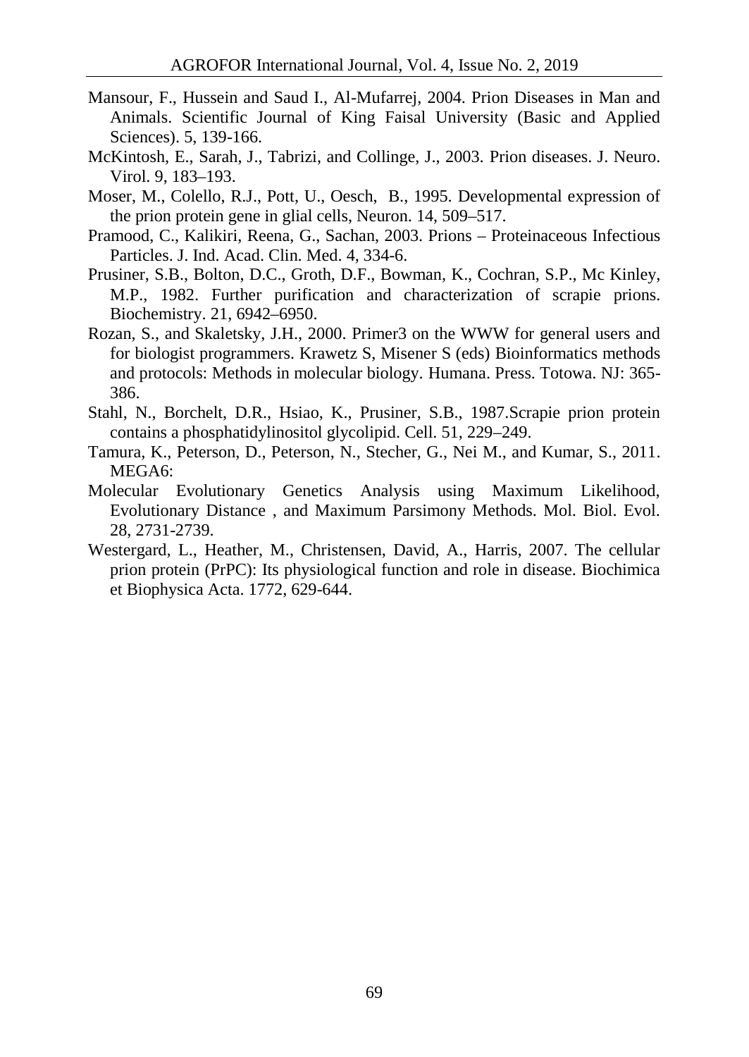Mansour, F., Hussein and Saud I., Al-Mufarrej, 2004. Prion Diseases in Man and Animals. Scientific Journal of King Faisal University (Basic and Applied Sciences). 5, 139-166.

McKintosh, E., Sarah, J., Tabrizi, and Collinge, J., 2003. Prion diseases. J. Neuro. Virol. 9, 183–193.

Moser, M., Colello, R.J., Pott, U., Oesch, B., 1995. Developmental expression of the prion protein gene in glial cells, Neuron. 14, 509–517.

Pramood, C., Kalikiri, Reena, G., Sachan, 2003. Prions – Proteinaceous Infectious Particles. J. Ind. Acad. Clin. Med. 4, 334-6.

Prusiner, S.B., Bolton, D.C., Groth, D.F., Bowman, K., Cochran, S.P., Mc Kinley, M.P., 1982. Further purification and characterization of scrapie prions. Biochemistry. 21, 6942–6950.

Rozan, S., and Skaletsky, J.H., 2000. Primer3 on the WWW for general users and for biologist programmers. Krawetz S, Misener S (eds) Bioinformatics methods and protocols: Methods in molecular biology. Humana. Press. Totowa. NJ: 365-386.

Stahl, N., Borchelt, D.R., Hsiao, K., Prusiner, S.B., 1987.Scrapie prion protein contains a phosphatidylinositol glycolipid. Cell. 51, 229–249.

Tamura, K., Peterson, D., Peterson, N., Stecher, G., Nei M., and Kumar, S., 2011. MEGA6:
Molecular Evolutionary Genetics Analysis using Maximum Likelihood, Evolutionary Distance , and Maximum Parsimony Methods. Mol. Biol. Evol. 28, 2731-2739.

Westergard, L., Heather, M., Christensen, David, A., Harris, 2007. The cellular prion protein (PrPC): Its physiological function and role in disease. Biochimica et Biophysica Acta. 1772, 629-644.